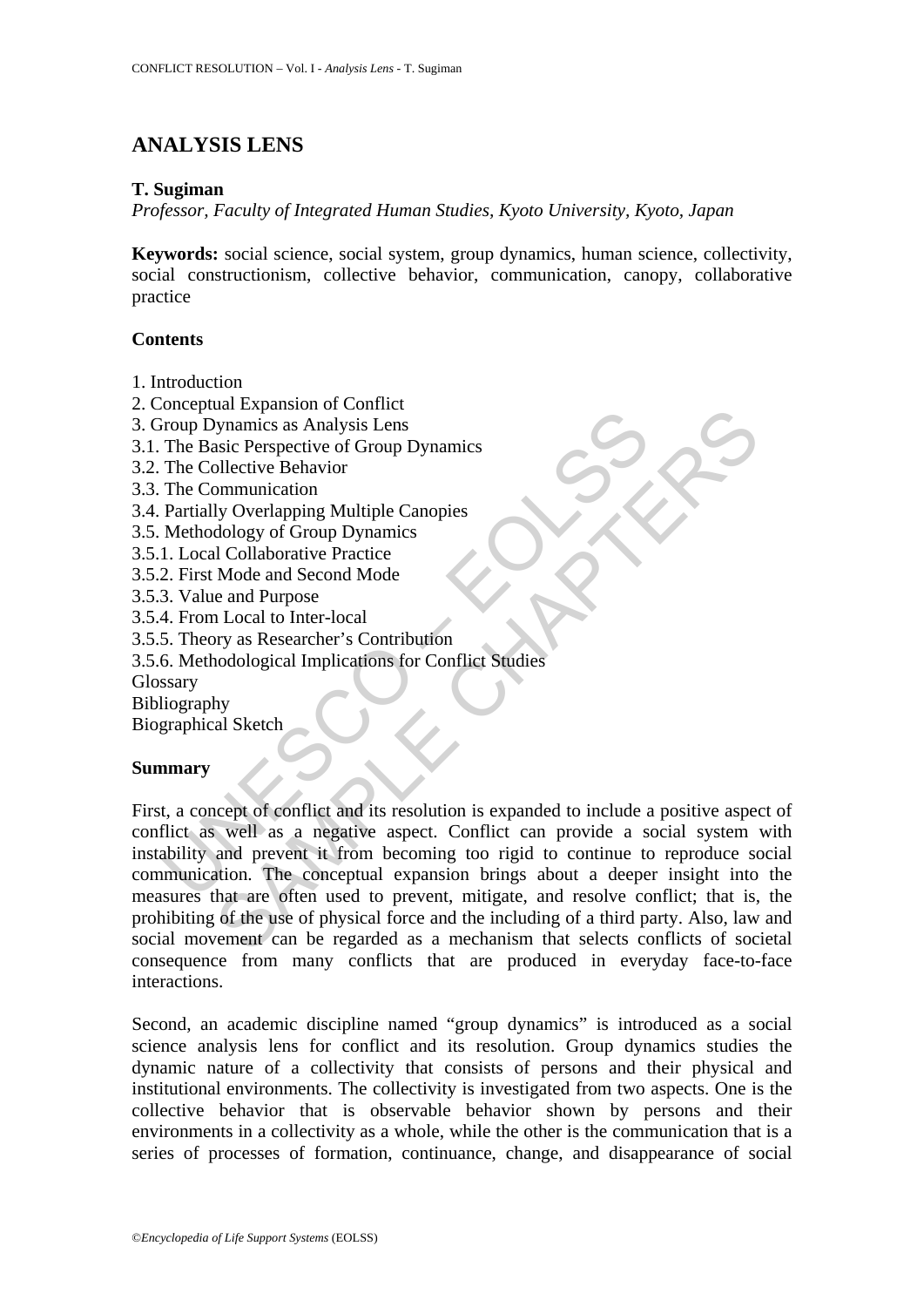# ANALYSIS LENS

**T. Sugiman**

*Professor, Faculty of Integrated Human Studies, Kyoto University, Kyoto, Japan*

**Keywords:** social science, social system, group dynamics, human science, collectivity, social constructionism, collective behavior, communication, canopy, collaborative practice

## Contents

1. Introduction
2. Conceptual Expansion of Conflict
3. Group Dynamics as Analysis Lens
3.1. The Basic Perspective of Group Dynamics
3.2. The Collective Behavior
3.3. The Communication
3.4. Partially Overlapping Multiple Canopies
3.5. Methodology of Group Dynamics
3.5.1. Local Collaborative Practice
3.5.2. First Mode and Second Mode
3.5.3. Value and Purpose
3.5.4. From Local to Inter-local
3.5.5. Theory as Researcher's Contribution
3.5.6. Methodological Implications for Conflict Studies

Glossary

Bibliography

Biographical Sketch

## Summary

First, a concept of conflict and its resolution is expanded to include a positive aspect of conflict as well as a negative aspect. Conflict can provide a social system with instability and prevent it from becoming too rigid to continue to reproduce social communication. The conceptual expansion brings about a deeper insight into the measures that are often used to prevent, mitigate, and resolve conflict; that is, the prohibiting of the use of physical force and the including of a third party. Also, law and social movement can be regarded as a mechanism that selects conflicts of societal consequence from many conflicts that are produced in everyday face-to-face interactions.

Second, an academic discipline named "group dynamics" is introduced as a social science analysis lens for conflict and its resolution. Group dynamics studies the dynamic nature of a collectivity that consists of persons and their physical and institutional environments. The collectivity is investigated from two aspects. One is the collective behavior that is observable behavior shown by persons and their environments in a collectivity as a whole, while the other is the communication that is a series of processes of formation, continuance, change, and disappearance of social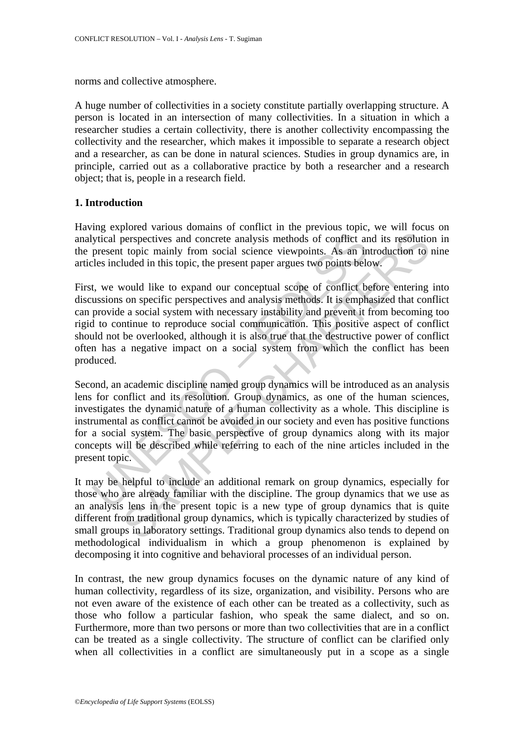norms and collective atmosphere.

A huge number of collectivities in a society constitute partially overlapping structure. A person is located in an intersection of many collectivities. In a situation in which a researcher studies a certain collectivity, there is another collectivity encompassing the collectivity and the researcher, which makes it impossible to separate a research object and a researcher, as can be done in natural sciences. Studies in group dynamics are, in principle, carried out as a collaborative practice by both a researcher and a research object; that is, people in a research field.

## 1. Introduction

Having explored various domains of conflict in the previous topic, we will focus on analytical perspectives and concrete analysis methods of conflict and its resolution in the present topic mainly from social science viewpoints. As an introduction to nine articles included in this topic, the present paper argues two points below.

First, we would like to expand our conceptual scope of conflict before entering into discussions on specific perspectives and analysis methods. It is emphasized that conflict can provide a social system with necessary instability and prevent it from becoming too rigid to continue to reproduce social communication. This positive aspect of conflict should not be overlooked, although it is also true that the destructive power of conflict often has a negative impact on a social system from which the conflict has been produced.

Second, an academic discipline named group dynamics will be introduced as an analysis lens for conflict and its resolution. Group dynamics, as one of the human sciences, investigates the dynamic nature of a human collectivity as a whole. This discipline is instrumental as conflict cannot be avoided in our society and even has positive functions for a social system. The basic perspective of group dynamics along with its major concepts will be described while referring to each of the nine articles included in the present topic.

It may be helpful to include an additional remark on group dynamics, especially for those who are already familiar with the discipline. The group dynamics that we use as an analysis lens in the present topic is a new type of group dynamics that is quite different from traditional group dynamics, which is typically characterized by studies of small groups in laboratory settings. Traditional group dynamics also tends to depend on methodological individualism in which a group phenomenon is explained by decomposing it into cognitive and behavioral processes of an individual person.

In contrast, the new group dynamics focuses on the dynamic nature of any kind of human collectivity, regardless of its size, organization, and visibility. Persons who are not even aware of the existence of each other can be treated as a collectivity, such as those who follow a particular fashion, who speak the same dialect, and so on. Furthermore, more than two persons or more than two collectivities that are in a conflict can be treated as a single collectivity. The structure of conflict can be clarified only when all collectivities in a conflict are simultaneously put in a scope as a single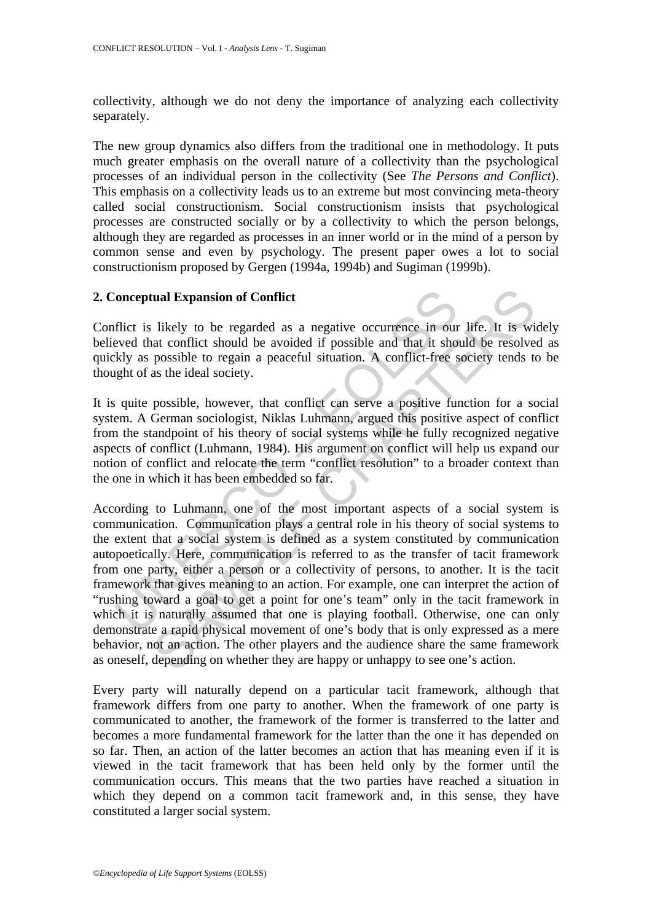collectivity, although we do not deny the importance of analyzing each collectivity separately.

The new group dynamics also differs from the traditional one in methodology. It puts much greater emphasis on the overall nature of a collectivity than the psychological processes of an individual person in the collectivity (See *The Persons and Conflict*). This emphasis on a collectivity leads us to an extreme but most convincing meta-theory called social constructionism. Social constructionism insists that psychological processes are constructed socially or by a collectivity to which the person belongs, although they are regarded as processes in an inner world or in the mind of a person by common sense and even by psychology. The present paper owes a lot to social constructionism proposed by Gergen (1994a, 1994b) and Sugiman (1999b).

## 2. Conceptual Expansion of Conflict

Conflict is likely to be regarded as a negative occurrence in our life. It is widely believed that conflict should be avoided if possible and that it should be resolved as quickly as possible to regain a peaceful situation. A conflict-free society tends to be thought of as the ideal society.

It is quite possible, however, that conflict can serve a positive function for a social system. A German sociologist, Niklas Luhmann, argued this positive aspect of conflict from the standpoint of his theory of social systems while he fully recognized negative aspects of conflict (Luhmann, 1984). His argument on conflict will help us expand our notion of conflict and relocate the term "conflict resolution" to a broader context than the one in which it has been embedded so far.

According to Luhmann, one of the most important aspects of a social system is communication. Communication plays a central role in his theory of social systems to the extent that a social system is defined as a system constituted by communication autopoetically. Here, communication is referred to as the transfer of tacit framework from one party, either a person or a collectivity of persons, to another. It is the tacit framework that gives meaning to an action. For example, one can interpret the action of "rushing toward a goal to get a point for one's team" only in the tacit framework in which it is naturally assumed that one is playing football. Otherwise, one can only demonstrate a rapid physical movement of one's body that is only expressed as a mere behavior, not an action. The other players and the audience share the same framework as oneself, depending on whether they are happy or unhappy to see one's action.

Every party will naturally depend on a particular tacit framework, although that framework differs from one party to another. When the framework of one party is communicated to another, the framework of the former is transferred to the latter and becomes a more fundamental framework for the latter than the one it has depended on so far. Then, an action of the latter becomes an action that has meaning even if it is viewed in the tacit framework that has been held only by the former until the communication occurs. This means that the two parties have reached a situation in which they depend on a common tacit framework and, in this sense, they have constituted a larger social system.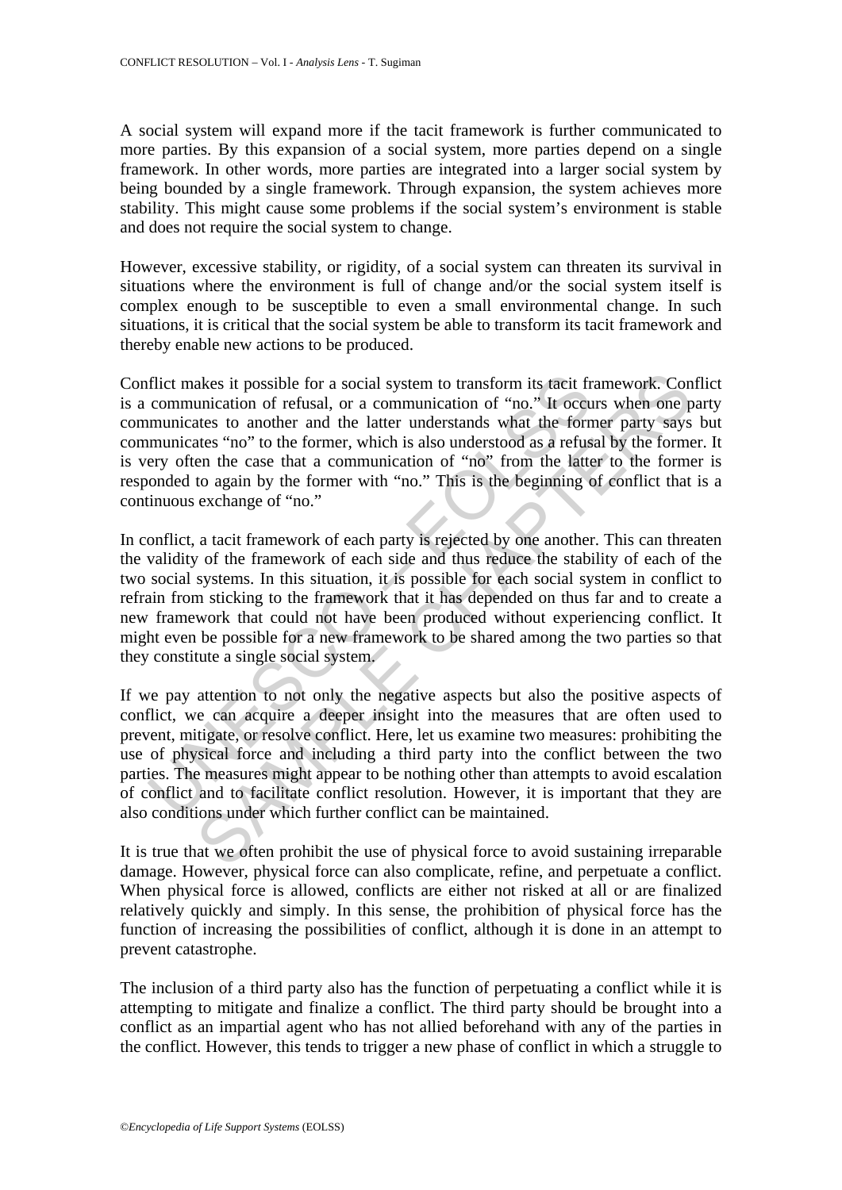A social system will expand more if the tacit framework is further communicated to more parties. By this expansion of a social system, more parties depend on a single framework. In other words, more parties are integrated into a larger social system by being bounded by a single framework. Through expansion, the system achieves more stability. This might cause some problems if the social system's environment is stable and does not require the social system to change.

However, excessive stability, or rigidity, of a social system can threaten its survival in situations where the environment is full of change and/or the social system itself is complex enough to be susceptible to even a small environmental change. In such situations, it is critical that the social system be able to transform its tacit framework and thereby enable new actions to be produced.

Conflict makes it possible for a social system to transform its tacit framework. Conflict is a communication of refusal, or a communication of "no." It occurs when one party communicates to another and the latter understands what the former party says but communicates "no" to the former, which is also understood as a refusal by the former. It is very often the case that a communication of "no" from the latter to the former is responded to again by the former with "no." This is the beginning of conflict that is a continuous exchange of "no."

In conflict, a tacit framework of each party is rejected by one another. This can threaten the validity of the framework of each side and thus reduce the stability of each of the two social systems. In this situation, it is possible for each social system in conflict to refrain from sticking to the framework that it has depended on thus far and to create a new framework that could not have been produced without experiencing conflict. It might even be possible for a new framework to be shared among the two parties so that they constitute a single social system.

If we pay attention to not only the negative aspects but also the positive aspects of conflict, we can acquire a deeper insight into the measures that are often used to prevent, mitigate, or resolve conflict. Here, let us examine two measures: prohibiting the use of physical force and including a third party into the conflict between the two parties. The measures might appear to be nothing other than attempts to avoid escalation of conflict and to facilitate conflict resolution. However, it is important that they are also conditions under which further conflict can be maintained.

It is true that we often prohibit the use of physical force to avoid sustaining irreparable damage. However, physical force can also complicate, refine, and perpetuate a conflict. When physical force is allowed, conflicts are either not risked at all or are finalized relatively quickly and simply. In this sense, the prohibition of physical force has the function of increasing the possibilities of conflict, although it is done in an attempt to prevent catastrophe.

The inclusion of a third party also has the function of perpetuating a conflict while it is attempting to mitigate and finalize a conflict. The third party should be brought into a conflict as an impartial agent who has not allied beforehand with any of the parties in the conflict. However, this tends to trigger a new phase of conflict in which a struggle to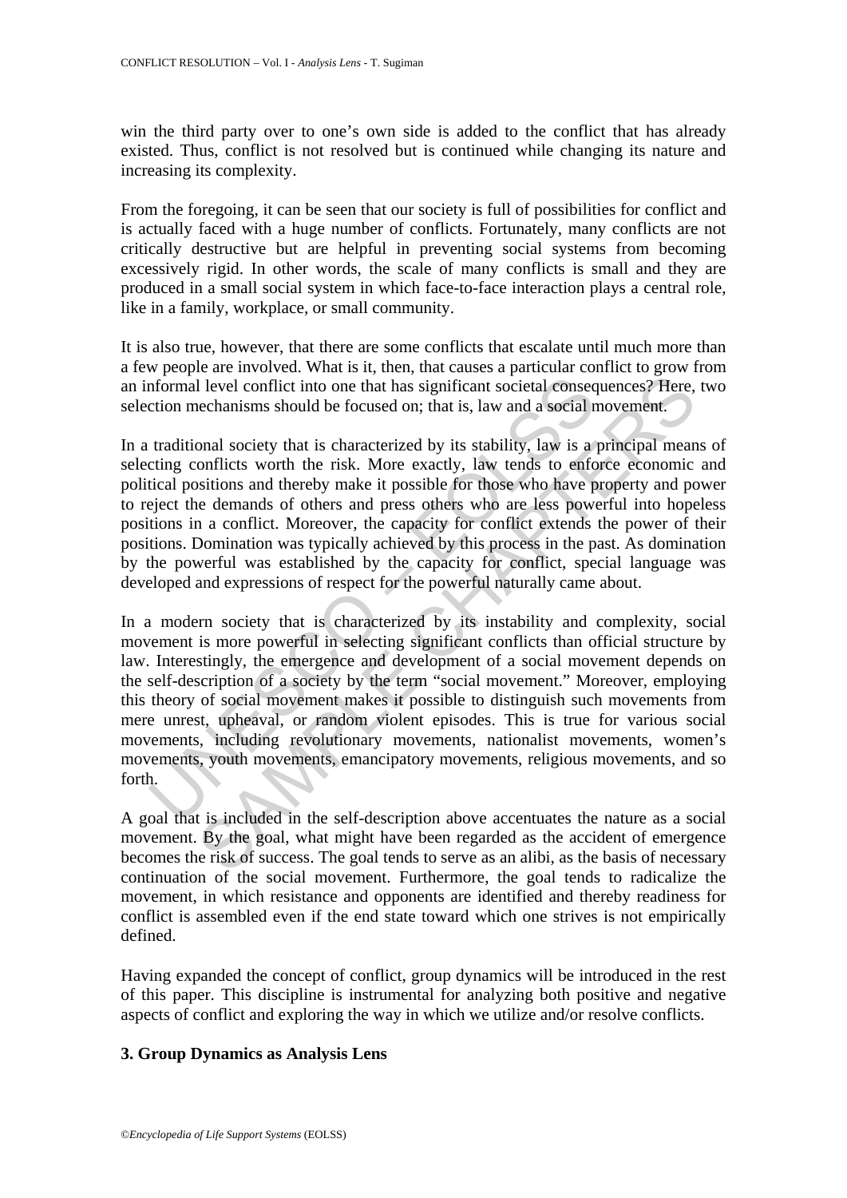win the third party over to one's own side is added to the conflict that has already existed. Thus, conflict is not resolved but is continued while changing its nature and increasing its complexity.

From the foregoing, it can be seen that our society is full of possibilities for conflict and is actually faced with a huge number of conflicts. Fortunately, many conflicts are not critically destructive but are helpful in preventing social systems from becoming excessively rigid. In other words, the scale of many conflicts is small and they are produced in a small social system in which face-to-face interaction plays a central role, like in a family, workplace, or small community.

It is also true, however, that there are some conflicts that escalate until much more than a few people are involved. What is it, then, that causes a particular conflict to grow from an informal level conflict into one that has significant societal consequences? Here, two selection mechanisms should be focused on; that is, law and a social movement.

In a traditional society that is characterized by its stability, law is a principal means of selecting conflicts worth the risk. More exactly, law tends to enforce economic and political positions and thereby make it possible for those who have property and power to reject the demands of others and press others who are less powerful into hopeless positions in a conflict. Moreover, the capacity for conflict extends the power of their positions. Domination was typically achieved by this process in the past. As domination by the powerful was established by the capacity for conflict, special language was developed and expressions of respect for the powerful naturally came about.

In a modern society that is characterized by its instability and complexity, social movement is more powerful in selecting significant conflicts than official structure by law. Interestingly, the emergence and development of a social movement depends on the self-description of a society by the term "social movement." Moreover, employing this theory of social movement makes it possible to distinguish such movements from mere unrest, upheaval, or random violent episodes. This is true for various social movements, including revolutionary movements, nationalist movements, women's movements, youth movements, emancipatory movements, religious movements, and so forth.

A goal that is included in the self-description above accentuates the nature as a social movement. By the goal, what might have been regarded as the accident of emergence becomes the risk of success. The goal tends to serve as an alibi, as the basis of necessary continuation of the social movement. Furthermore, the goal tends to radicalize the movement, in which resistance and opponents are identified and thereby readiness for conflict is assembled even if the end state toward which one strives is not empirically defined.

Having expanded the concept of conflict, group dynamics will be introduced in the rest of this paper. This discipline is instrumental for analyzing both positive and negative aspects of conflict and exploring the way in which we utilize and/or resolve conflicts.

## 3. Group Dynamics as Analysis Lens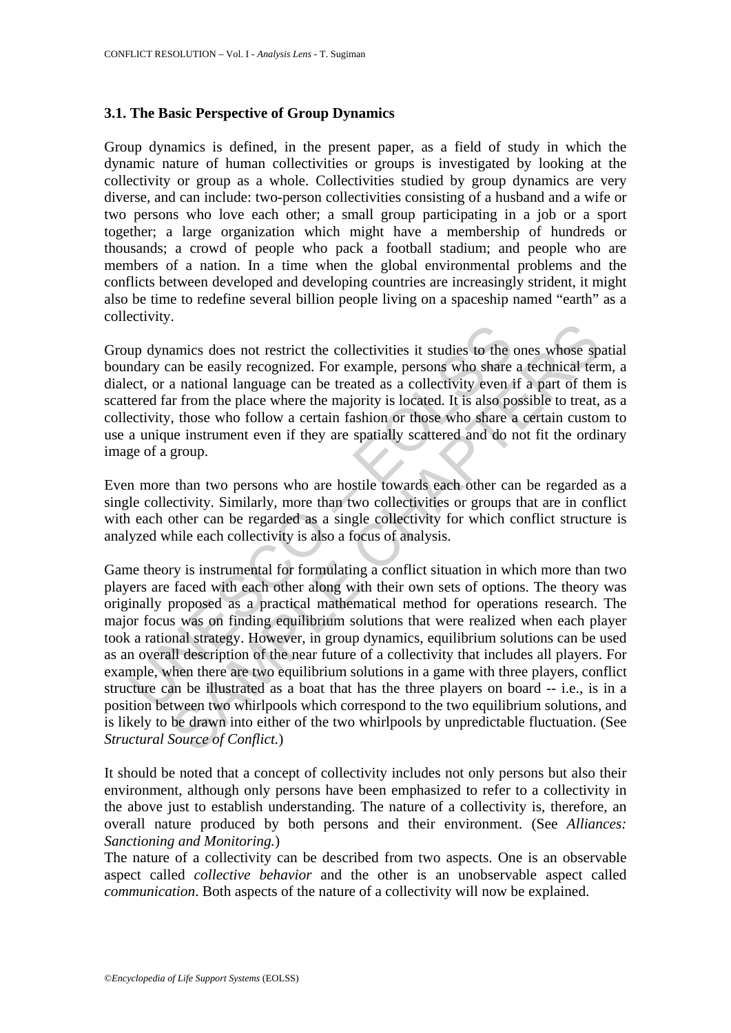### 3.1. The Basic Perspective of Group Dynamics

Group dynamics is defined, in the present paper, as a field of study in which the dynamic nature of human collectivities or groups is investigated by looking at the collectivity or group as a whole. Collectivities studied by group dynamics are very diverse, and can include: two-person collectivities consisting of a husband and a wife or two persons who love each other; a small group participating in a job or a sport together; a large organization which might have a membership of hundreds or thousands; a crowd of people who pack a football stadium; and people who are members of a nation. In a time when the global environmental problems and the conflicts between developed and developing countries are increasingly strident, it might also be time to redefine several billion people living on a spaceship named "earth" as a collectivity.

Group dynamics does not restrict the collectivities it studies to the ones whose spatial boundary can be easily recognized. For example, persons who share a technical term, a dialect, or a national language can be treated as a collectivity even if a part of them is scattered far from the place where the majority is located. It is also possible to treat, as a collectivity, those who follow a certain fashion or those who share a certain custom to use a unique instrument even if they are spatially scattered and do not fit the ordinary image of a group.

Even more than two persons who are hostile towards each other can be regarded as a single collectivity. Similarly, more than two collectivities or groups that are in conflict with each other can be regarded as a single collectivity for which conflict structure is analyzed while each collectivity is also a focus of analysis.

Game theory is instrumental for formulating a conflict situation in which more than two players are faced with each other along with their own sets of options. The theory was originally proposed as a practical mathematical method for operations research. The major focus was on finding equilibrium solutions that were realized when each player took a rational strategy. However, in group dynamics, equilibrium solutions can be used as an overall description of the near future of a collectivity that includes all players. For example, when there are two equilibrium solutions in a game with three players, conflict structure can be illustrated as a boat that has the three players on board -- i.e., is in a position between two whirlpools which correspond to the two equilibrium solutions, and is likely to be drawn into either of the two whirlpools by unpredictable fluctuation. (See *Structural Source of Conflict.*)

It should be noted that a concept of collectivity includes not only persons but also their environment, although only persons have been emphasized to refer to a collectivity in the above just to establish understanding. The nature of a collectivity is, therefore, an overall nature produced by both persons and their environment. (See *Alliances: Sanctioning and Monitoring.*)

The nature of a collectivity can be described from two aspects. One is an observable aspect called *collective behavior* and the other is an unobservable aspect called *communication*. Both aspects of the nature of a collectivity will now be explained.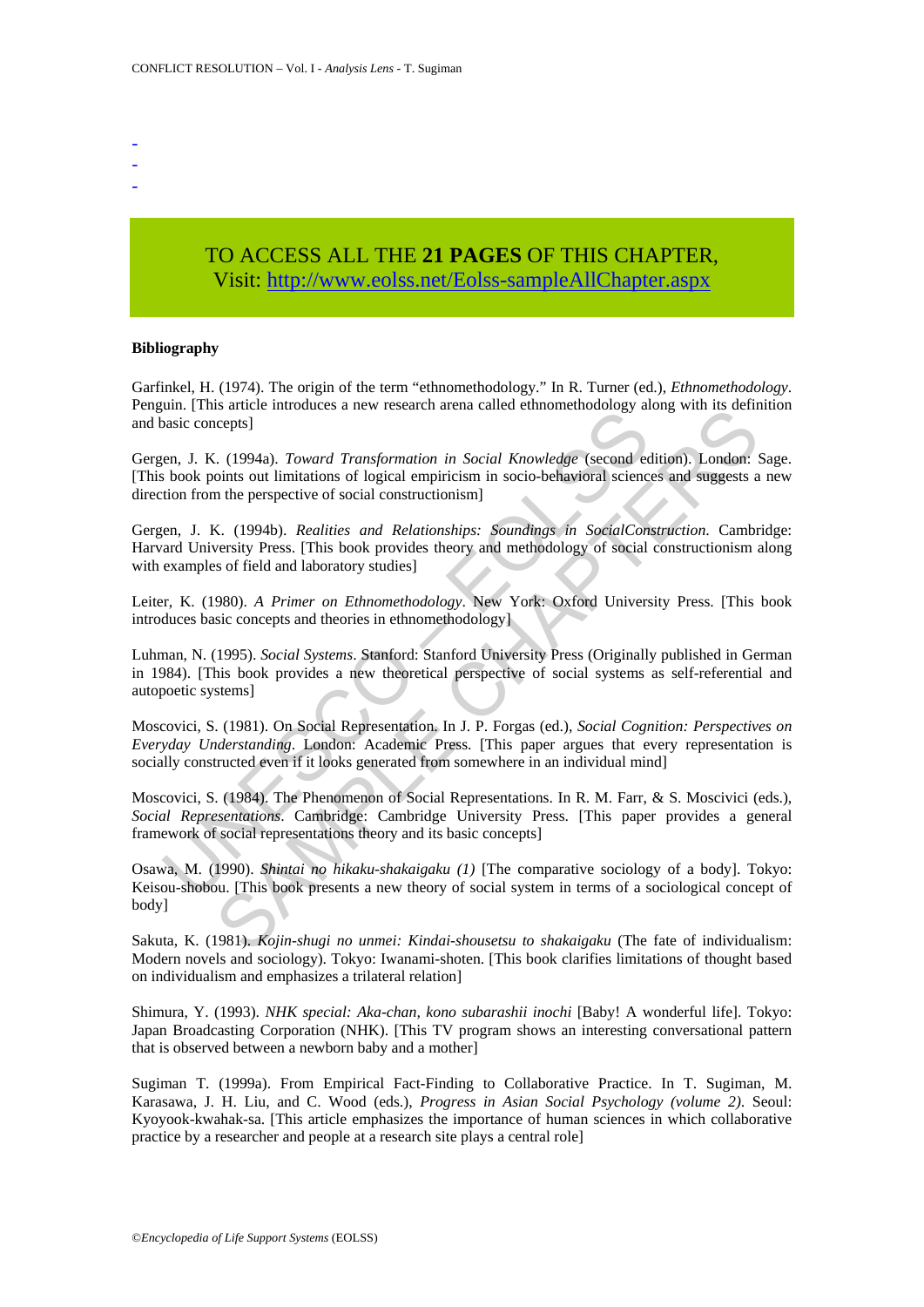-
-
-

TO ACCESS ALL THE **21 PAGES** OF THIS CHAPTER,
Visit: http://www.eolss.net/Eolss-sampleAllChapter.aspx

**Bibliography**

Garfinkel, H. (1974). The origin of the term "ethnomethodology." In R. Turner (ed.), *Ethnomethodology*. Penguin. [This article introduces a new research arena called ethnomethodology along with its definition and basic concepts]

Gergen, J. K. (1994a). *Toward Transformation in Social Knowledge* (second edition). London: Sage. [This book points out limitations of logical empiricism in socio-behavioral sciences and suggests a new direction from the perspective of social constructionism]

Gergen, J. K. (1994b). *Realities and Relationships: Soundings in SocialConstruction*. Cambridge: Harvard University Press. [This book provides theory and methodology of social constructionism along with examples of field and laboratory studies]

Leiter, K. (1980). *A Primer on Ethnomethodology*. New York: Oxford University Press. [This book introduces basic concepts and theories in ethnomethodology]

Luhman, N. (1995). *Social Systems*. Stanford: Stanford University Press (Originally published in German in 1984). [This book provides a new theoretical perspective of social systems as self-referential and autopoetic systems]

Moscovici, S. (1981). On Social Representation. In J. P. Forgas (ed.), *Social Cognition: Perspectives on Everyday Understanding*. London: Academic Press. [This paper argues that every representation is socially constructed even if it looks generated from somewhere in an individual mind]

Moscovici, S. (1984). The Phenomenon of Social Representations. In R. M. Farr, & S. Moscivici (eds.), *Social Representations*. Cambridge: Cambridge University Press. [This paper provides a general framework of social representations theory and its basic concepts]

Osawa, M. (1990). *Shintai no hikaku-shakaigaku (1)* [The comparative sociology of a body]. Tokyo: Keisou-shobou. [This book presents a new theory of social system in terms of a sociological concept of body]

Sakuta, K. (1981). *Kojin-shugi no unmei: Kindai-shousetsu to shakaigaku* (The fate of individualism: Modern novels and sociology). Tokyo: Iwanami-shoten. [This book clarifies limitations of thought based on individualism and emphasizes a trilateral relation]

Shimura, Y. (1993). *NHK special: Aka-chan, kono subarashii inochi* [Baby! A wonderful life]. Tokyo: Japan Broadcasting Corporation (NHK). [This TV program shows an interesting conversational pattern that is observed between a newborn baby and a mother]

Sugiman T. (1999a). From Empirical Fact-Finding to Collaborative Practice. In T. Sugiman, M. Karasawa, J. H. Liu, and C. Wood (eds.), *Progress in Asian Social Psychology (volume 2)*. Seoul: Kyoyook-kwahak-sa. [This article emphasizes the importance of human sciences in which collaborative practice by a researcher and people at a research site plays a central role]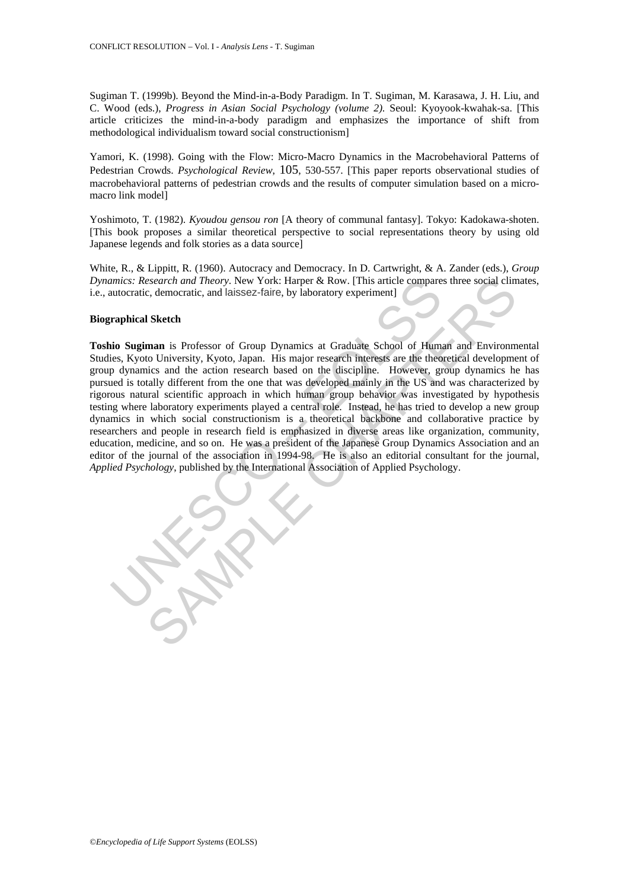Sugiman T. (1999b). Beyond the Mind-in-a-Body Paradigm. In T. Sugiman, M. Karasawa, J. H. Liu, and C. Wood (eds.), *Progress in Asian Social Psychology (volume 2).* Seoul: Kyoyook-kwahak-sa. [This article criticizes the mind-in-a-body paradigm and emphasizes the importance of shift from methodological individualism toward social constructionism]

Yamori, K. (1998). Going with the Flow: Micro-Macro Dynamics in the Macrobehavioral Patterns of Pedestrian Crowds. *Psychological Review,* 105, 530-557. [This paper reports observational studies of macrobehavioral patterns of pedestrian crowds and the results of computer simulation based on a micro-macro link model]

Yoshimoto, T. (1982). *Kyoudou gensou ron* [A theory of communal fantasy]. Tokyo: Kadokawa-shoten. [This book proposes a similar theoretical perspective to social representations theory by using old Japanese legends and folk stories as a data source]

White, R., & Lippitt, R. (1960). Autocracy and Democracy. In D. Cartwright, & A. Zander (eds.), *Group Dynamics: Research and Theory*. New York: Harper & Row. [This article compares three social climates, i.e., autocratic, democratic, and laissez-faire, by laboratory experiment]

**Biographical Sketch**

**Toshio Sugiman** is Professor of Group Dynamics at Graduate School of Human and Environmental Studies, Kyoto University, Kyoto, Japan. His major research interests are the theoretical development of group dynamics and the action research based on the discipline. However, group dynamics he has pursued is totally different from the one that was developed mainly in the US and was characterized by rigorous natural scientific approach in which human group behavior was investigated by hypothesis testing where laboratory experiments played a central role. Instead, he has tried to develop a new group dynamics in which social constructionism is a theoretical backbone and collaborative practice by researchers and people in research field is emphasized in diverse areas like organization, community, education, medicine, and so on. He was a president of the Japanese Group Dynamics Association and an editor of the journal of the association in 1994-98. He is also an editorial consultant for the journal, *Applied Psychology*, published by the International Association of Applied Psychology.